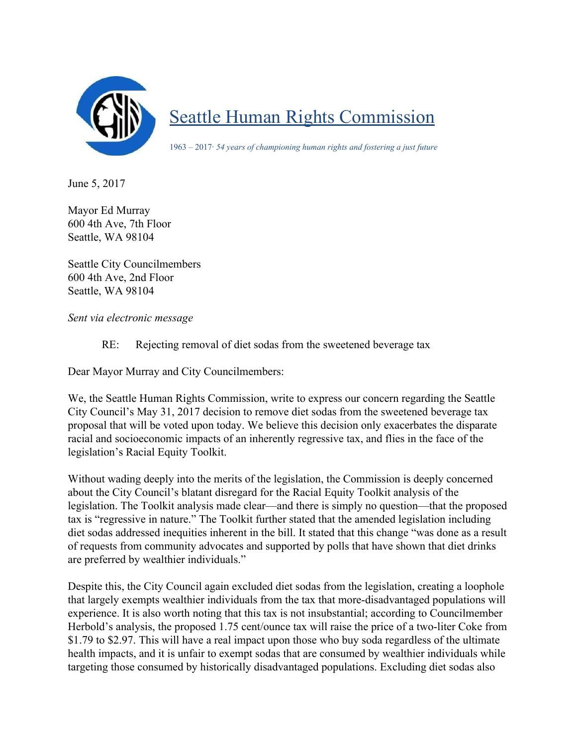# Seattle Human Rights Commission

*1963 – 2017· 54 years of championing human rights and fostering a just future*

June 5, 2017

Mayor Ed Murray
600 4th Ave, 7th Floor
Seattle, WA 98104

Seattle City Councilmembers
600 4th Ave, 2nd Floor
Seattle, WA 98104

*Sent via electronic message*

RE: Rejecting removal of diet sodas from the sweetened beverage tax

Dear Mayor Murray and City Councilmembers:

We, the Seattle Human Rights Commission, write to express our concern regarding the Seattle City Council's May 31, 2017 decision to remove diet sodas from the sweetened beverage tax proposal that will be voted upon today. We believe this decision only exacerbates the disparate racial and socioeconomic impacts of an inherently regressive tax, and flies in the face of the legislation's Racial Equity Toolkit.

Without wading deeply into the merits of the legislation, the Commission is deeply concerned about the City Council's blatant disregard for the Racial Equity Toolkit analysis of the legislation. The Toolkit analysis made clear—and there is simply no question—that the proposed tax is "regressive in nature." The Toolkit further stated that the amended legislation including diet sodas addressed inequities inherent in the bill. It stated that this change "was done as a result of requests from community advocates and supported by polls that have shown that diet drinks are preferred by wealthier individuals."

Despite this, the City Council again excluded diet sodas from the legislation, creating a loophole that largely exempts wealthier individuals from the tax that more-disadvantaged populations will experience. It is also worth noting that this tax is not insubstantial; according to Councilmember Herbold's analysis, the proposed 1.75 cent/ounce tax will raise the price of a two-liter Coke from $1.79 to $2.97. This will have a real impact upon those who buy soda regardless of the ultimate health impacts, and it is unfair to exempt sodas that are consumed by wealthier individuals while targeting those consumed by historically disadvantaged populations. Excluding diet sodas also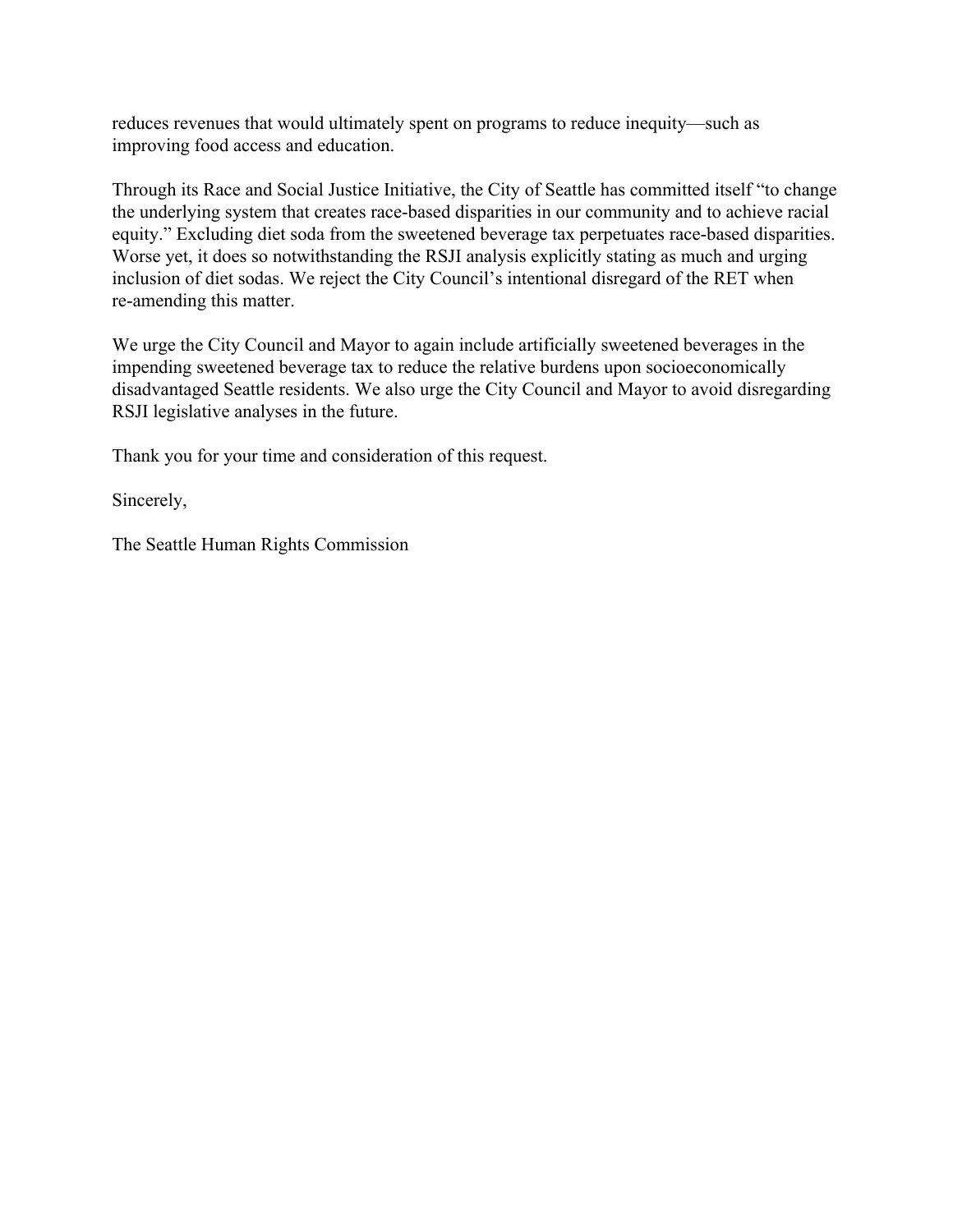reduces revenues that would ultimately spent on programs to reduce inequity—such as improving food access and education.

Through its Race and Social Justice Initiative, the City of Seattle has committed itself "to change the underlying system that creates race-based disparities in our community and to achieve racial equity." Excluding diet soda from the sweetened beverage tax perpetuates race-based disparities. Worse yet, it does so notwithstanding the RSJI analysis explicitly stating as much and urging inclusion of diet sodas. We reject the City Council's intentional disregard of the RET when re-amending this matter.

We urge the City Council and Mayor to again include artificially sweetened beverages in the impending sweetened beverage tax to reduce the relative burdens upon socioeconomically disadvantaged Seattle residents. We also urge the City Council and Mayor to avoid disregarding RSJI legislative analyses in the future.

Thank you for your time and consideration of this request.

Sincerely,

The Seattle Human Rights Commission